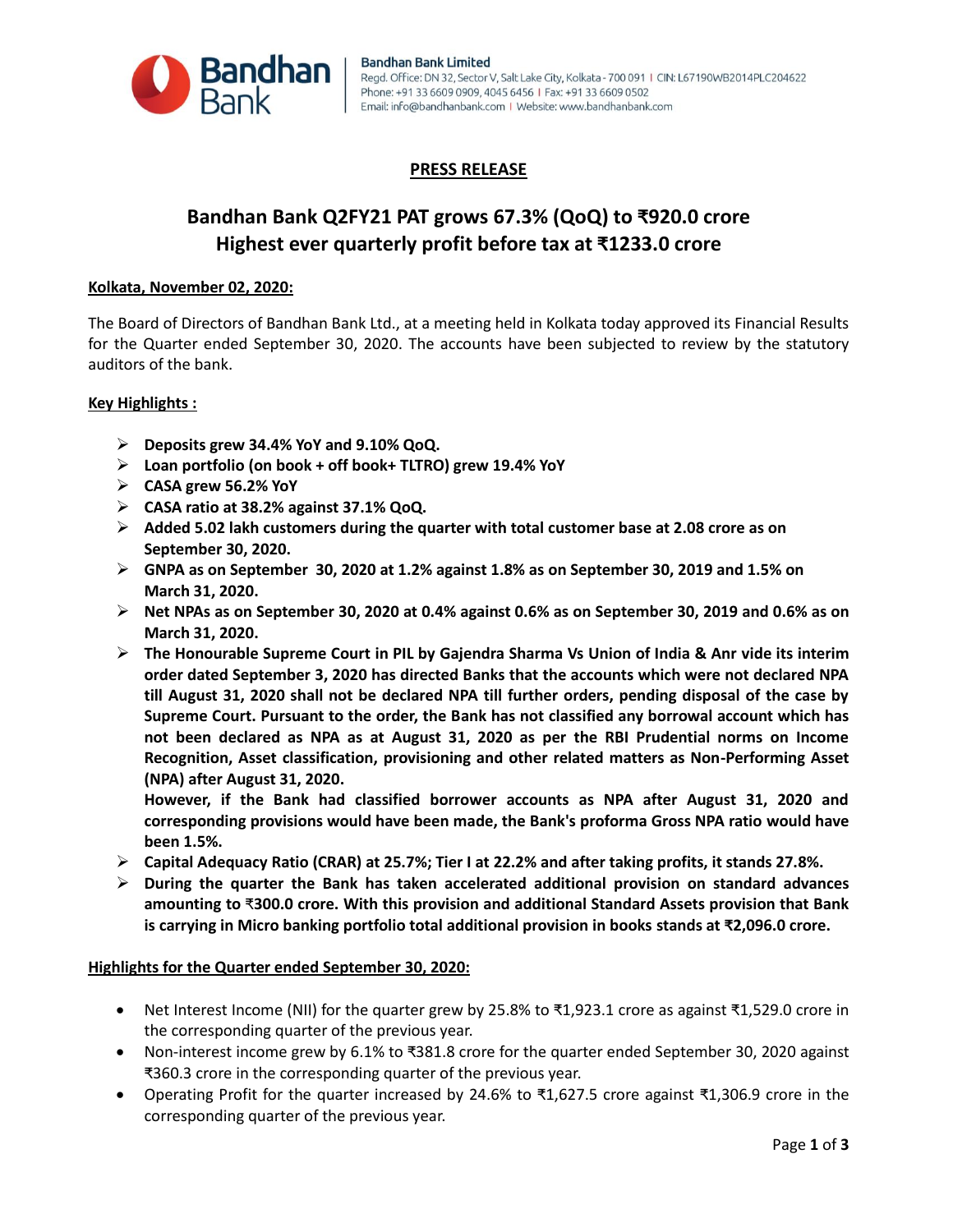Bandhan Bank

**Bandhan Bank Limited**
Regd. Office: DN 32, Sector V, Salt Lake City, Kolkata - 700 091 | CIN: L67190WB2014PLC204622
Phone: +91 33 6609 0909, 4045 6456 | Fax: +91 33 6609 0502
Email: info@bandhanbank.com | Website: www.bandhanbank.com

## PRESS RELEASE

# Bandhan Bank Q2FY21 PAT grows 67.3% (QoQ) to ₹920.0 crore
# Highest ever quarterly profit before tax at ₹1233.0 crore

**Kolkata, November 02, 2020:**

The Board of Directors of Bandhan Bank Ltd., at a meeting held in Kolkata today approved its Financial Results for the Quarter ended September 30, 2020. The accounts have been subjected to review by the statutory auditors of the bank.

**Key Highlights :**

- **Deposits grew 34.4% YoY and 9.10% QoQ.**
- **Loan portfolio (on book + off book+ TLTRO) grew 19.4% YoY**
- **CASA grew 56.2% YoY**
- **CASA ratio at 38.2% against 37.1% QoQ.**
- **Added 5.02 lakh customers during the quarter with total customer base at 2.08 crore as on September 30, 2020.**
- **GNPA as on September 30, 2020 at 1.2% against 1.8% as on September 30, 2019 and 1.5% on March 31, 2020.**
- **Net NPAs as on September 30, 2020 at 0.4% against 0.6% as on September 30, 2019 and 0.6% as on March 31, 2020.**
- **The Honourable Supreme Court in PIL by Gajendra Sharma Vs Union of India & Anr vide its interim order dated September 3, 2020 has directed Banks that the accounts which were not declared NPA till August 31, 2020 shall not be declared NPA till further orders, pending disposal of the case by Supreme Court. Pursuant to the order, the Bank has not classified any borrowal account which has not been declared as NPA as at August 31, 2020 as per the RBI Prudential norms on Income Recognition, Asset classification, provisioning and other related matters as Non-Performing Asset (NPA) after August 31, 2020.**
  **However, if the Bank had classified borrower accounts as NPA after August 31, 2020 and corresponding provisions would have been made, the Bank's proforma Gross NPA ratio would have been 1.5%.**
- **Capital Adequacy Ratio (CRAR) at 25.7%; Tier I at 22.2% and after taking profits, it stands 27.8%.**
- **During the quarter the Bank has taken accelerated additional provision on standard advances amounting to ₹300.0 crore. With this provision and additional Standard Assets provision that Bank is carrying in Micro banking portfolio total additional provision in books stands at ₹2,096.0 crore.**

**Highlights for the Quarter ended September 30, 2020:**

- Net Interest Income (NII) for the quarter grew by 25.8% to ₹1,923.1 crore as against ₹1,529.0 crore in the corresponding quarter of the previous year.
- Non-interest income grew by 6.1% to ₹381.8 crore for the quarter ended September 30, 2020 against ₹360.3 crore in the corresponding quarter of the previous year.
- Operating Profit for the quarter increased by 24.6% to ₹1,627.5 crore against ₹1,306.9 crore in the corresponding quarter of the previous year.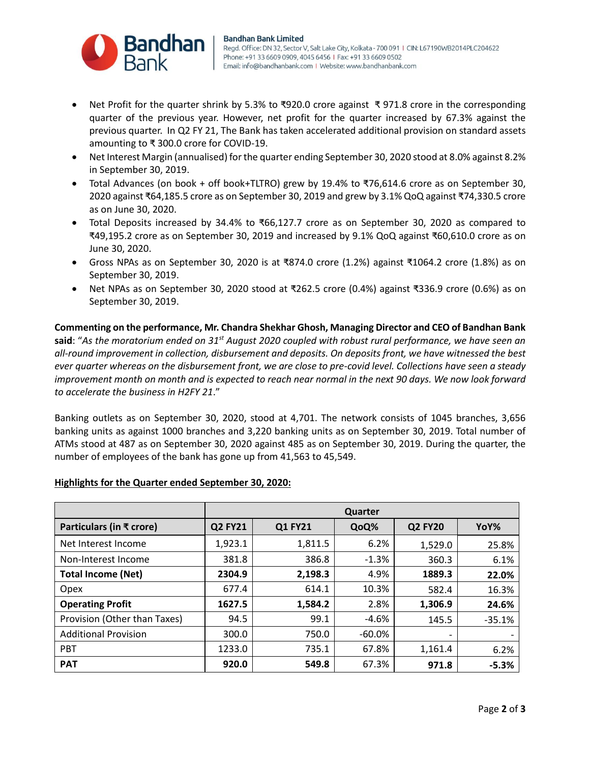- Net Profit for the quarter shrink by 5.3% to ₹920.0 crore against ₹ 971.8 crore in the corresponding quarter of the previous year. However, net profit for the quarter increased by 67.3% against the previous quarter. In Q2 FY 21, The Bank has taken accelerated additional provision on standard assets amounting to ₹ 300.0 crore for COVID-19.
- Net Interest Margin (annualised) for the quarter ending September 30, 2020 stood at 8.0% against 8.2% in September 30, 2019.
- Total Advances (on book + off book+TLTRO) grew by 19.4% to ₹76,614.6 crore as on September 30, 2020 against ₹64,185.5 crore as on September 30, 2019 and grew by 3.1% QoQ against ₹74,330.5 crore as on June 30, 2020.
- Total Deposits increased by 34.4% to ₹66,127.7 crore as on September 30, 2020 as compared to ₹49,195.2 crore as on September 30, 2019 and increased by 9.1% QoQ against ₹60,610.0 crore as on June 30, 2020.
- Gross NPAs as on September 30, 2020 is at ₹874.0 crore (1.2%) against ₹1064.2 crore (1.8%) as on September 30, 2019.
- Net NPAs as on September 30, 2020 stood at ₹262.5 crore (0.4%) against ₹336.9 crore (0.6%) as on September 30, 2019.

**Commenting on the performance, Mr. Chandra Shekhar Ghosh, Managing Director and CEO of Bandhan Bank said**: "*As the moratorium ended on 31st August 2020 coupled with robust rural performance, we have seen an all-round improvement in collection, disbursement and deposits. On deposits front, we have witnessed the best ever quarter whereas on the disbursement front, we are close to pre-covid level. Collections have seen a steady improvement month on month and is expected to reach near normal in the next 90 days. We now look forward to accelerate the business in H2FY 21*."

Banking outlets as on September 30, 2020, stood at 4,701. The network consists of 1045 branches, 3,656 banking units as against 1000 branches and 3,220 banking units as on September 30, 2019. Total number of ATMs stood at 487 as on September 30, 2020 against 485 as on September 30, 2019. During the quarter, the number of employees of the bank has gone up from 41,563 to 45,549.

**Highlights for the Quarter ended September 30, 2020:**

| | Quarter | | | | |
|---|---|---|---|---|---|
| **Particulars (in ₹ crore)** | **Q2 FY21** | **Q1 FY21** | **QoQ%** | **Q2 FY20** | **YoY%** |
| Net Interest Income | 1,923.1 | 1,811.5 | 6.2% | 1,529.0 | 25.8% |
| Non-Interest Income | 381.8 | 386.8 | -1.3% | 360.3 | 6.1% |
| **Total Income (Net)** | **2304.9** | **2,198.3** | 4.9% | **1889.3** | **22.0%** |
| Opex | 677.4 | 614.1 | 10.3% | 582.4 | 16.3% |
| **Operating Profit** | **1627.5** | **1,584.2** | 2.8% | **1,306.9** | **24.6%** |
| Provision (Other than Taxes) | 94.5 | 99.1 | -4.6% | 145.5 | -35.1% |
| Additional Provision | 300.0 | 750.0 | -60.0% | - | - |
| PBT | 1233.0 | 735.1 | 67.8% | 1,161.4 | 6.2% |
| **PAT** | **920.0** | **549.8** | 67.3% | **971.8** | **-5.3%** |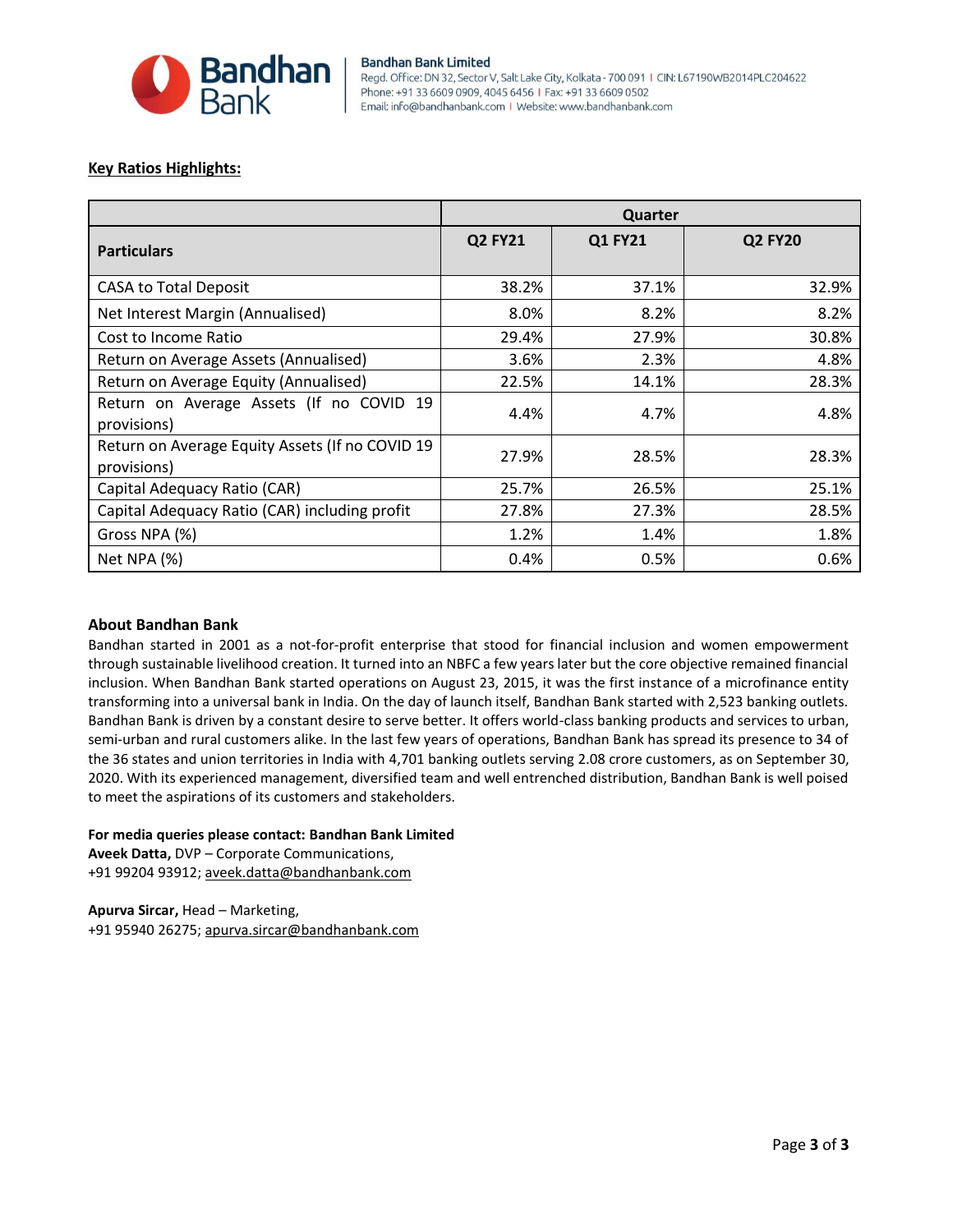**Key Ratios Highlights:**

| | Quarter | | |
|---|---|---|---|
| **Particulars** | **Q2 FY21** | **Q1 FY21** | **Q2 FY20** |
| CASA to Total Deposit | 38.2% | 37.1% | 32.9% |
| Net Interest Margin (Annualised) | 8.0% | 8.2% | 8.2% |
| Cost to Income Ratio | 29.4% | 27.9% | 30.8% |
| Return on Average Assets (Annualised) | 3.6% | 2.3% | 4.8% |
| Return on Average Equity (Annualised) | 22.5% | 14.1% | 28.3% |
| Return on Average Assets (If no COVID 19 provisions) | 4.4% | 4.7% | 4.8% |
| Return on Average Equity Assets (If no COVID 19 provisions) | 27.9% | 28.5% | 28.3% |
| Capital Adequacy Ratio (CAR) | 25.7% | 26.5% | 25.1% |
| Capital Adequacy Ratio (CAR) including profit | 27.8% | 27.3% | 28.5% |
| Gross NPA (%) | 1.2% | 1.4% | 1.8% |
| Net NPA (%) | 0.4% | 0.5% | 0.6% |

**About Bandhan Bank**

Bandhan started in 2001 as a not-for-profit enterprise that stood for financial inclusion and women empowerment through sustainable livelihood creation. It turned into an NBFC a few years later but the core objective remained financial inclusion. When Bandhan Bank started operations on August 23, 2015, it was the first instance of a microfinance entity transforming into a universal bank in India. On the day of launch itself, Bandhan Bank started with 2,523 banking outlets. Bandhan Bank is driven by a constant desire to serve better. It offers world-class banking products and services to urban, semi-urban and rural customers alike. In the last few years of operations, Bandhan Bank has spread its presence to 34 of the 36 states and union territories in India with 4,701 banking outlets serving 2.08 crore customers, as on September 30, 2020. With its experienced management, diversified team and well entrenched distribution, Bandhan Bank is well poised to meet the aspirations of its customers and stakeholders.

**For media queries please contact: Bandhan Bank Limited**
**Aveek Datta,** DVP – Corporate Communications,
+91 99204 93912; aveek.datta@bandhanbank.com

**Apurva Sircar,** Head – Marketing,
+91 95940 26275; apurva.sircar@bandhanbank.com